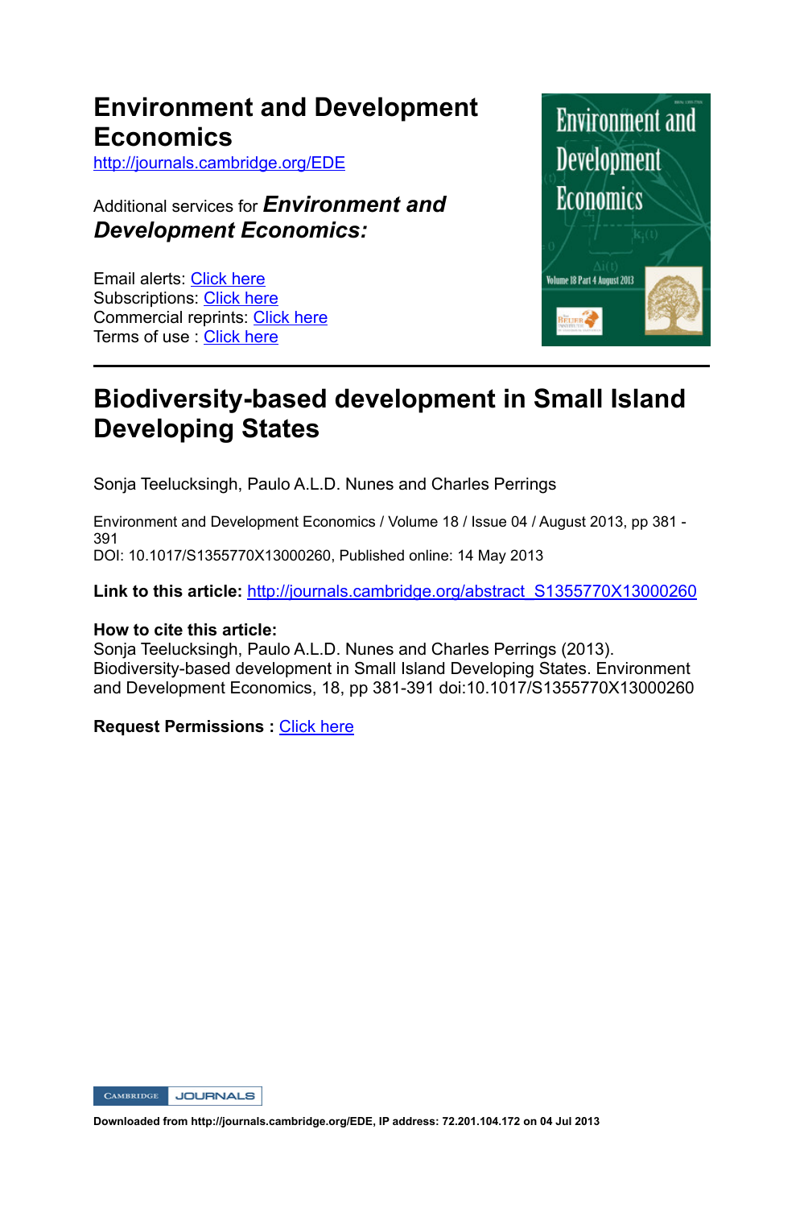# Environment and Development Economics

http://journals.cambridge.org/EDE

Additional services for ***Environment and Development Economics:***

Email alerts: Click here
Subscriptions: Click here
Commercial reprints: Click here
Terms of use : Click here

## Biodiversity-based development in Small Island Developing States

Sonja Teelucksingh, Paulo A.L.D. Nunes and Charles Perrings

Environment and Development Economics / Volume 18 / Issue 04 / August 2013, pp 381 - 391
DOI: 10.1017/S1355770X13000260, Published online: 14 May 2013

**Link to this article:** http://journals.cambridge.org/abstract_S1355770X13000260

**How to cite this article:**
Sonja Teelucksingh, Paulo A.L.D. Nunes and Charles Perrings (2013). Biodiversity-based development in Small Island Developing States. Environment and Development Economics, 18, pp 381-391 doi:10.1017/S1355770X13000260

**Request Permissions :** Click here

**Downloaded from http://journals.cambridge.org/EDE, IP address: 72.201.104.172 on 04 Jul 2013**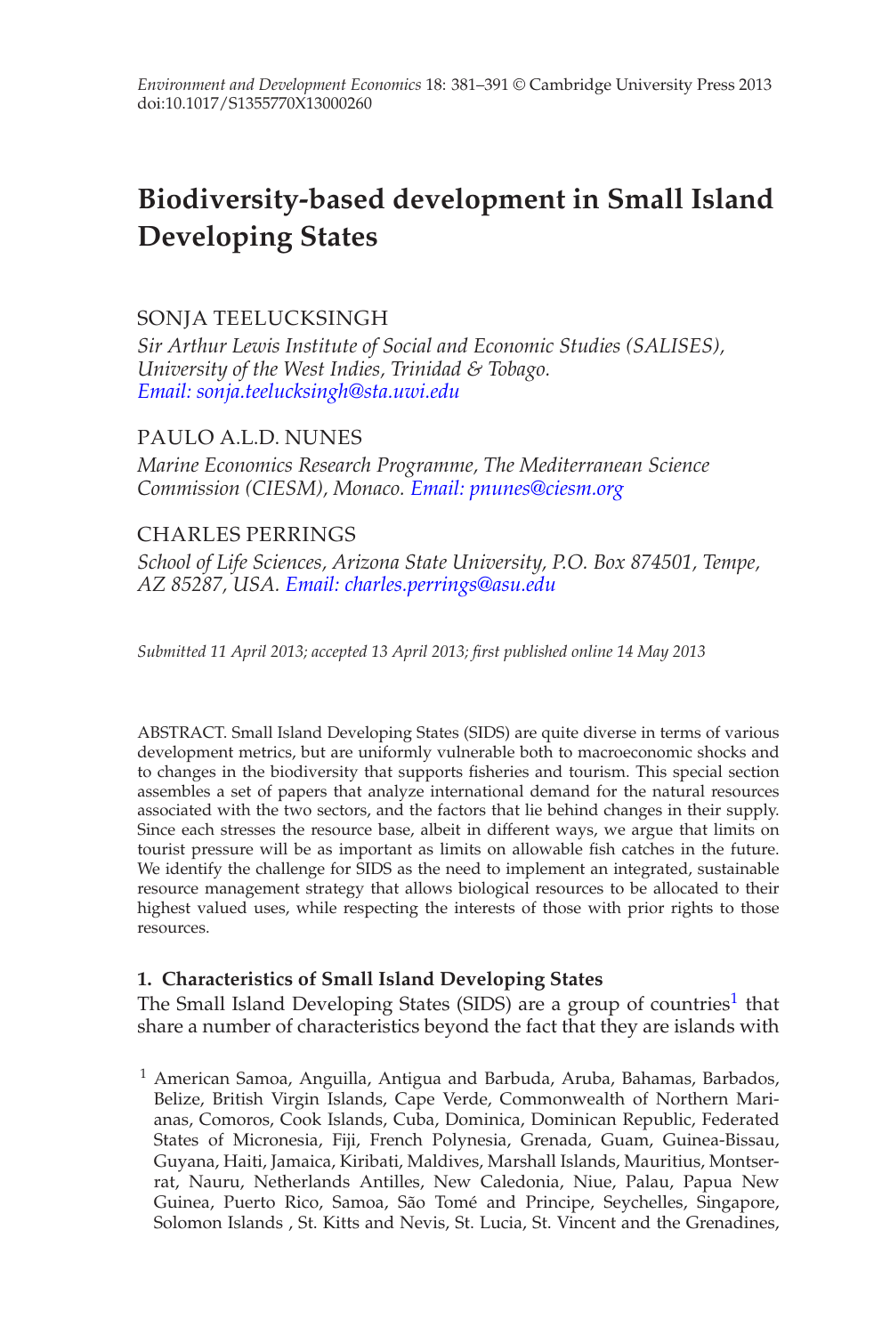# Biodiversity-based development in Small Island Developing States

SONJA TEELUCKSINGH

*Sir Arthur Lewis Institute of Social and Economic Studies (SALISES), University of the West Indies, Trinidad & Tobago. Email: sonja.teelucksingh@sta.uwi.edu*

PAULO A.L.D. NUNES

*Marine Economics Research Programme, The Mediterranean Science Commission (CIESM), Monaco. Email: pnunes@ciesm.org*

CHARLES PERRINGS

*School of Life Sciences, Arizona State University, P.O. Box 874501, Tempe, AZ 85287, USA. Email: charles.perrings@asu.edu*

*Submitted 11 April 2013; accepted 13 April 2013; first published online 14 May 2013*

ABSTRACT. Small Island Developing States (SIDS) are quite diverse in terms of various development metrics, but are uniformly vulnerable both to macroeconomic shocks and to changes in the biodiversity that supports fisheries and tourism. This special section assembles a set of papers that analyze international demand for the natural resources associated with the two sectors, and the factors that lie behind changes in their supply. Since each stresses the resource base, albeit in different ways, we argue that limits on tourist pressure will be as important as limits on allowable fish catches in the future. We identify the challenge for SIDS as the need to implement an integrated, sustainable resource management strategy that allows biological resources to be allocated to their highest valued uses, while respecting the interests of those with prior rights to those resources.

## 1. Characteristics of Small Island Developing States

The Small Island Developing States (SIDS) are a group of countries[1] that share a number of characteristics beyond the fact that they are islands with

[1] American Samoa, Anguilla, Antigua and Barbuda, Aruba, Bahamas, Barbados, Belize, British Virgin Islands, Cape Verde, Commonwealth of Northern Marianas, Comoros, Cook Islands, Cuba, Dominica, Dominican Republic, Federated States of Micronesia, Fiji, French Polynesia, Grenada, Guam, Guinea-Bissau, Guyana, Haiti, Jamaica, Kiribati, Maldives, Marshall Islands, Mauritius, Montserrat, Nauru, Netherlands Antilles, New Caledonia, Niue, Palau, Papua New Guinea, Puerto Rico, Samoa, São Tomé and Principe, Seychelles, Singapore, Solomon Islands , St. Kitts and Nevis, St. Lucia, St. Vincent and the Grenadines,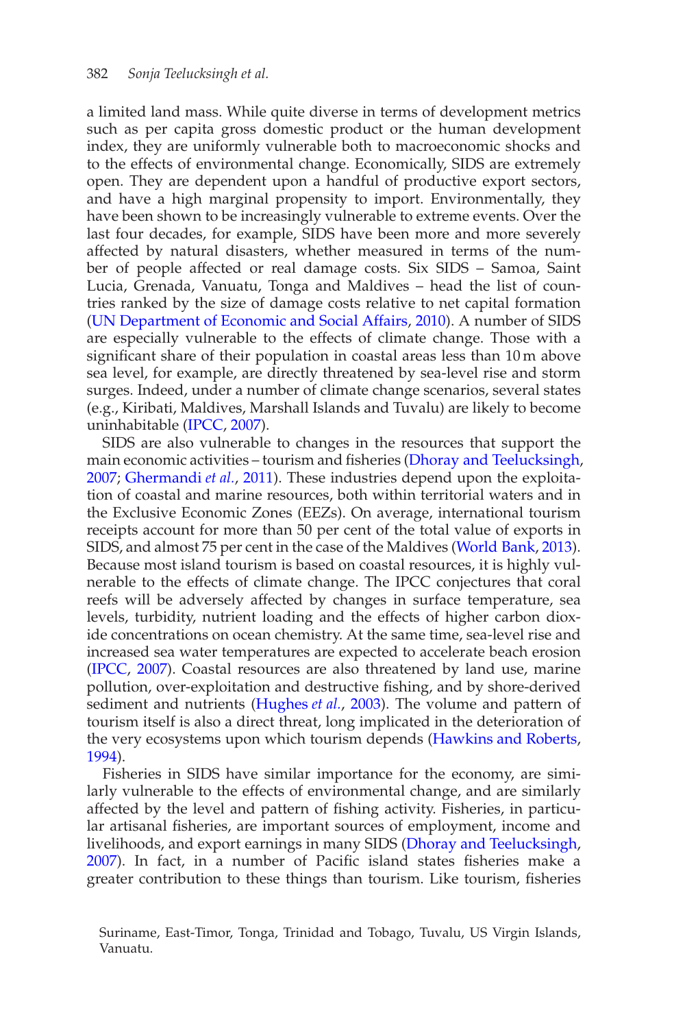a limited land mass. While quite diverse in terms of development metrics such as per capita gross domestic product or the human development index, they are uniformly vulnerable both to macroeconomic shocks and to the effects of environmental change. Economically, SIDS are extremely open. They are dependent upon a handful of productive export sectors, and have a high marginal propensity to import. Environmentally, they have been shown to be increasingly vulnerable to extreme events. Over the last four decades, for example, SIDS have been more and more severely affected by natural disasters, whether measured in terms of the number of people affected or real damage costs. Six SIDS – Samoa, Saint Lucia, Grenada, Vanuatu, Tonga and Maldives – head the list of countries ranked by the size of damage costs relative to net capital formation (UN Department of Economic and Social Affairs, 2010). A number of SIDS are especially vulnerable to the effects of climate change. Those with a significant share of their population in coastal areas less than 10 m above sea level, for example, are directly threatened by sea-level rise and storm surges. Indeed, under a number of climate change scenarios, several states (e.g., Kiribati, Maldives, Marshall Islands and Tuvalu) are likely to become uninhabitable (IPCC, 2007).

SIDS are also vulnerable to changes in the resources that support the main economic activities – tourism and fisheries (Dhoray and Teelucksingh, 2007; Ghermandi *et al.*, 2011). These industries depend upon the exploitation of coastal and marine resources, both within territorial waters and in the Exclusive Economic Zones (EEZs). On average, international tourism receipts account for more than 50 per cent of the total value of exports in SIDS, and almost 75 per cent in the case of the Maldives (World Bank, 2013). Because most island tourism is based on coastal resources, it is highly vulnerable to the effects of climate change. The IPCC conjectures that coral reefs will be adversely affected by changes in surface temperature, sea levels, turbidity, nutrient loading and the effects of higher carbon dioxide concentrations on ocean chemistry. At the same time, sea-level rise and increased sea water temperatures are expected to accelerate beach erosion (IPCC, 2007). Coastal resources are also threatened by land use, marine pollution, over-exploitation and destructive fishing, and by shore-derived sediment and nutrients (Hughes *et al.*, 2003). The volume and pattern of tourism itself is also a direct threat, long implicated in the deterioration of the very ecosystems upon which tourism depends (Hawkins and Roberts, 1994).

Fisheries in SIDS have similar importance for the economy, are similarly vulnerable to the effects of environmental change, and are similarly affected by the level and pattern of fishing activity. Fisheries, in particular artisanal fisheries, are important sources of employment, income and livelihoods, and export earnings in many SIDS (Dhoray and Teelucksingh, 2007). In fact, in a number of Pacific island states fisheries make a greater contribution to these things than tourism. Like tourism, fisheries

Suriname, East-Timor, Tonga, Trinidad and Tobago, Tuvalu, US Virgin Islands, Vanuatu.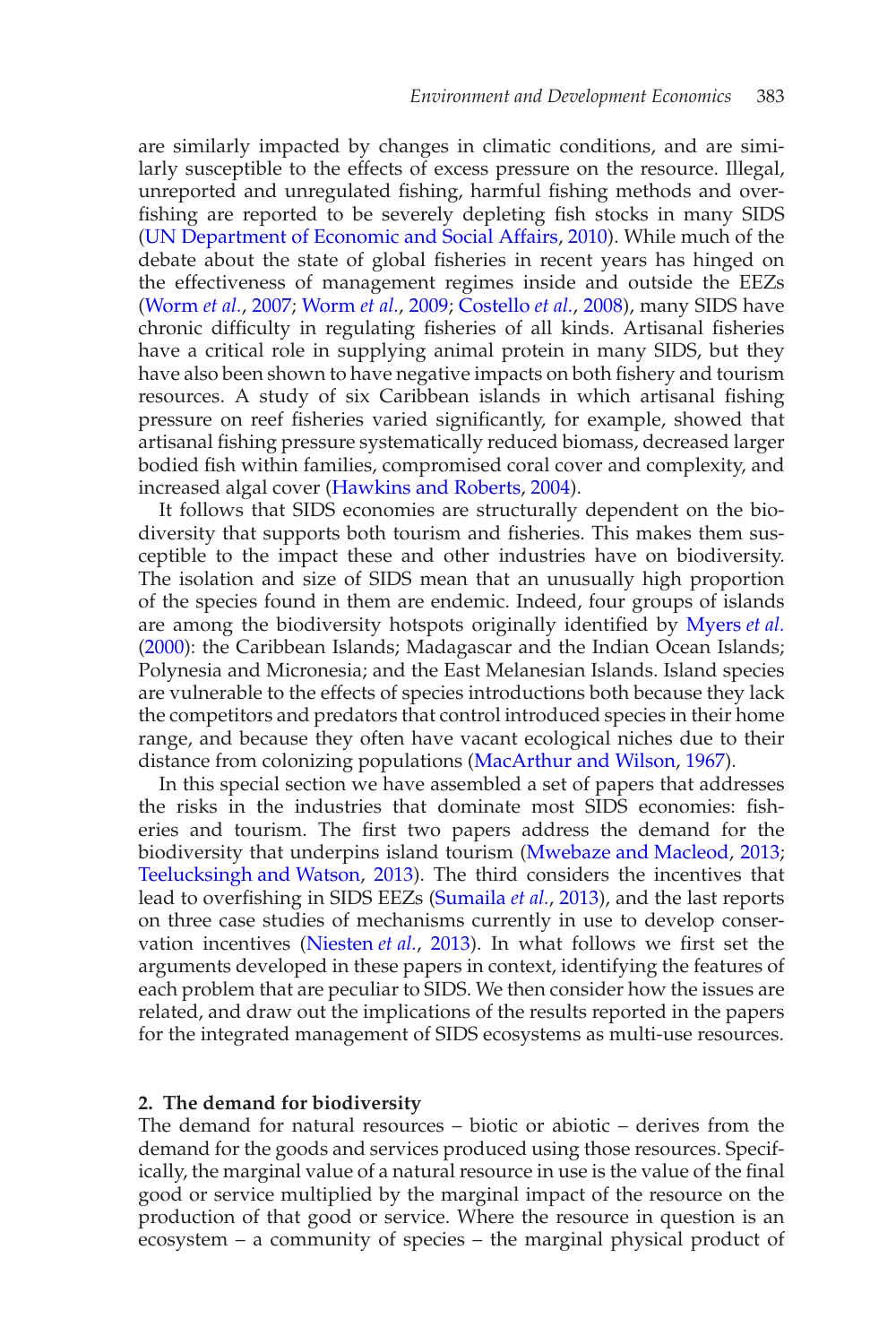are similarly impacted by changes in climatic conditions, and are similarly susceptible to the effects of excess pressure on the resource. Illegal, unreported and unregulated fishing, harmful fishing methods and overfishing are reported to be severely depleting fish stocks in many SIDS (UN Department of Economic and Social Affairs, 2010). While much of the debate about the state of global fisheries in recent years has hinged on the effectiveness of management regimes inside and outside the EEZs (Worm *et al.*, 2007; Worm *et al.*, 2009; Costello *et al.*, 2008), many SIDS have chronic difficulty in regulating fisheries of all kinds. Artisanal fisheries have a critical role in supplying animal protein in many SIDS, but they have also been shown to have negative impacts on both fishery and tourism resources. A study of six Caribbean islands in which artisanal fishing pressure on reef fisheries varied significantly, for example, showed that artisanal fishing pressure systematically reduced biomass, decreased larger bodied fish within families, compromised coral cover and complexity, and increased algal cover (Hawkins and Roberts, 2004).

It follows that SIDS economies are structurally dependent on the biodiversity that supports both tourism and fisheries. This makes them susceptible to the impact these and other industries have on biodiversity. The isolation and size of SIDS mean that an unusually high proportion of the species found in them are endemic. Indeed, four groups of islands are among the biodiversity hotspots originally identified by Myers *et al.* (2000): the Caribbean Islands; Madagascar and the Indian Ocean Islands; Polynesia and Micronesia; and the East Melanesian Islands. Island species are vulnerable to the effects of species introductions both because they lack the competitors and predators that control introduced species in their home range, and because they often have vacant ecological niches due to their distance from colonizing populations (MacArthur and Wilson, 1967).

In this special section we have assembled a set of papers that addresses the risks in the industries that dominate most SIDS economies: fisheries and tourism. The first two papers address the demand for the biodiversity that underpins island tourism (Mwebaze and Macleod, 2013; Teelucksingh and Watson, 2013). The third considers the incentives that lead to overfishing in SIDS EEZs (Sumaila *et al.*, 2013), and the last reports on three case studies of mechanisms currently in use to develop conservation incentives (Niesten *et al.*, 2013). In what follows we first set the arguments developed in these papers in context, identifying the features of each problem that are peculiar to SIDS. We then consider how the issues are related, and draw out the implications of the results reported in the papers for the integrated management of SIDS ecosystems as multi-use resources.

## 2. The demand for biodiversity

The demand for natural resources – biotic or abiotic – derives from the demand for the goods and services produced using those resources. Specifically, the marginal value of a natural resource in use is the value of the final good or service multiplied by the marginal impact of the resource on the production of that good or service. Where the resource in question is an ecosystem – a community of species – the marginal physical product of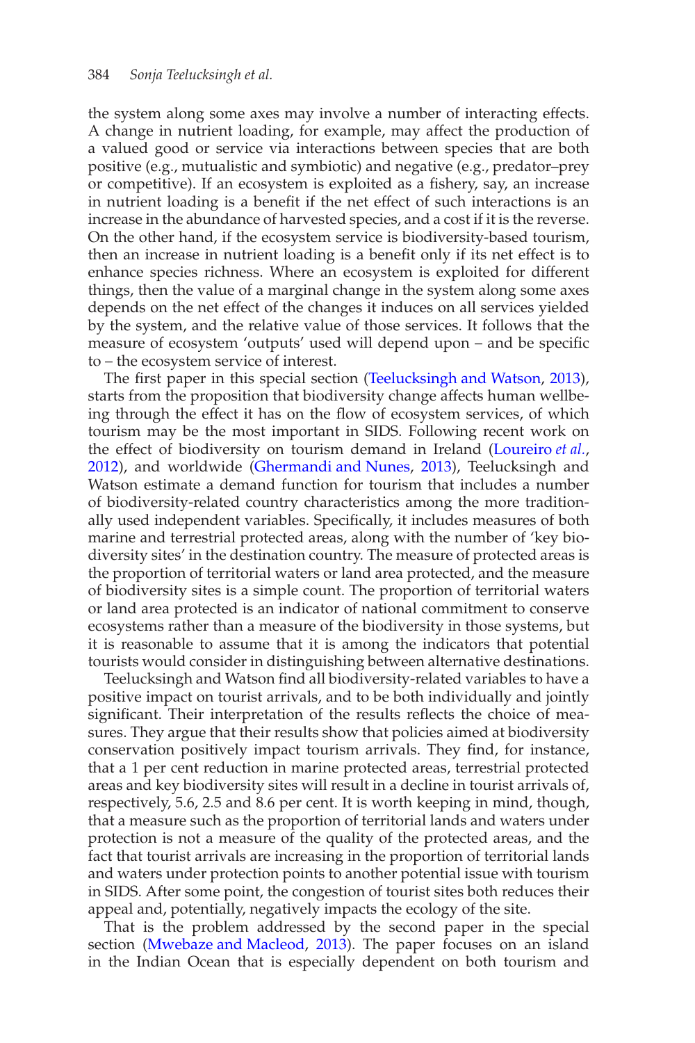the system along some axes may involve a number of interacting effects. A change in nutrient loading, for example, may affect the production of a valued good or service via interactions between species that are both positive (e.g., mutualistic and symbiotic) and negative (e.g., predator–prey or competitive). If an ecosystem is exploited as a fishery, say, an increase in nutrient loading is a benefit if the net effect of such interactions is an increase in the abundance of harvested species, and a cost if it is the reverse. On the other hand, if the ecosystem service is biodiversity-based tourism, then an increase in nutrient loading is a benefit only if its net effect is to enhance species richness. Where an ecosystem is exploited for different things, then the value of a marginal change in the system along some axes depends on the net effect of the changes it induces on all services yielded by the system, and the relative value of those services. It follows that the measure of ecosystem 'outputs' used will depend upon – and be specific to – the ecosystem service of interest.

The first paper in this special section (Teelucksingh and Watson, 2013), starts from the proposition that biodiversity change affects human wellbeing through the effect it has on the flow of ecosystem services, of which tourism may be the most important in SIDS. Following recent work on the effect of biodiversity on tourism demand in Ireland (Loureiro *et al.*, 2012), and worldwide (Ghermandi and Nunes, 2013), Teelucksingh and Watson estimate a demand function for tourism that includes a number of biodiversity-related country characteristics among the more traditionally used independent variables. Specifically, it includes measures of both marine and terrestrial protected areas, along with the number of 'key biodiversity sites' in the destination country. The measure of protected areas is the proportion of territorial waters or land area protected, and the measure of biodiversity sites is a simple count. The proportion of territorial waters or land area protected is an indicator of national commitment to conserve ecosystems rather than a measure of the biodiversity in those systems, but it is reasonable to assume that it is among the indicators that potential tourists would consider in distinguishing between alternative destinations.

Teelucksingh and Watson find all biodiversity-related variables to have a positive impact on tourist arrivals, and to be both individually and jointly significant. Their interpretation of the results reflects the choice of measures. They argue that their results show that policies aimed at biodiversity conservation positively impact tourism arrivals. They find, for instance, that a 1 per cent reduction in marine protected areas, terrestrial protected areas and key biodiversity sites will result in a decline in tourist arrivals of, respectively, 5.6, 2.5 and 8.6 per cent. It is worth keeping in mind, though, that a measure such as the proportion of territorial lands and waters under protection is not a measure of the quality of the protected areas, and the fact that tourist arrivals are increasing in the proportion of territorial lands and waters under protection points to another potential issue with tourism in SIDS. After some point, the congestion of tourist sites both reduces their appeal and, potentially, negatively impacts the ecology of the site.

That is the problem addressed by the second paper in the special section (Mwebaze and Macleod, 2013). The paper focuses on an island in the Indian Ocean that is especially dependent on both tourism and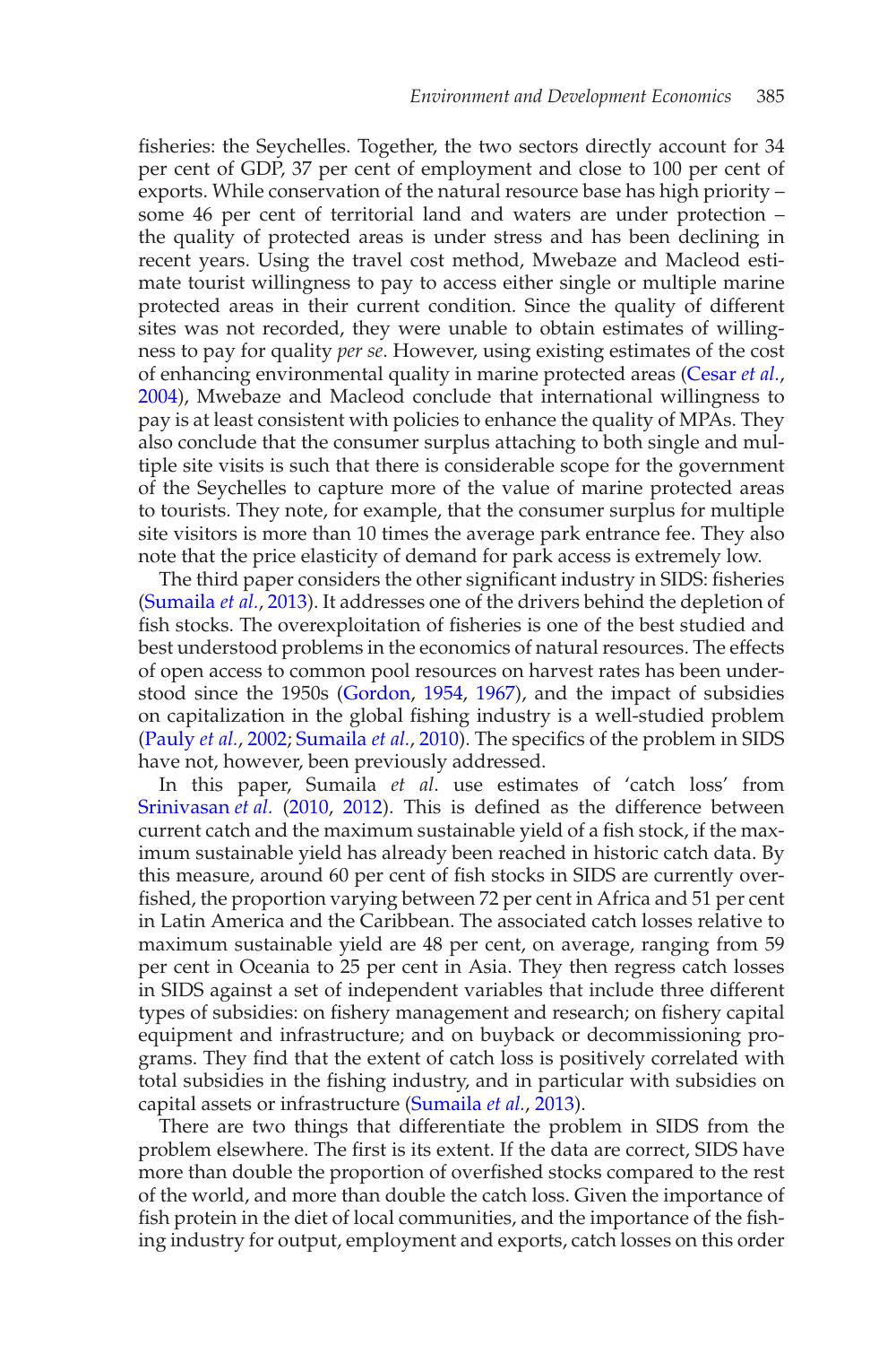fisheries: the Seychelles. Together, the two sectors directly account for 34 per cent of GDP, 37 per cent of employment and close to 100 per cent of exports. While conservation of the natural resource base has high priority – some 46 per cent of territorial land and waters are under protection – the quality of protected areas is under stress and has been declining in recent years. Using the travel cost method, Mwebaze and Macleod estimate tourist willingness to pay to access either single or multiple marine protected areas in their current condition. Since the quality of different sites was not recorded, they were unable to obtain estimates of willingness to pay for quality *per se*. However, using existing estimates of the cost of enhancing environmental quality in marine protected areas (Cesar *et al.*, 2004), Mwebaze and Macleod conclude that international willingness to pay is at least consistent with policies to enhance the quality of MPAs. They also conclude that the consumer surplus attaching to both single and multiple site visits is such that there is considerable scope for the government of the Seychelles to capture more of the value of marine protected areas to tourists. They note, for example, that the consumer surplus for multiple site visitors is more than 10 times the average park entrance fee. They also note that the price elasticity of demand for park access is extremely low.

The third paper considers the other significant industry in SIDS: fisheries (Sumaila *et al.*, 2013). It addresses one of the drivers behind the depletion of fish stocks. The overexploitation of fisheries is one of the best studied and best understood problems in the economics of natural resources. The effects of open access to common pool resources on harvest rates has been understood since the 1950s (Gordon, 1954, 1967), and the impact of subsidies on capitalization in the global fishing industry is a well-studied problem (Pauly *et al.*, 2002; Sumaila *et al.*, 2010). The specifics of the problem in SIDS have not, however, been previously addressed.

In this paper, Sumaila *et al*. use estimates of 'catch loss' from Srinivasan *et al.* (2010, 2012). This is defined as the difference between current catch and the maximum sustainable yield of a fish stock, if the maximum sustainable yield has already been reached in historic catch data. By this measure, around 60 per cent of fish stocks in SIDS are currently overfished, the proportion varying between 72 per cent in Africa and 51 per cent in Latin America and the Caribbean. The associated catch losses relative to maximum sustainable yield are 48 per cent, on average, ranging from 59 per cent in Oceania to 25 per cent in Asia. They then regress catch losses in SIDS against a set of independent variables that include three different types of subsidies: on fishery management and research; on fishery capital equipment and infrastructure; and on buyback or decommissioning programs. They find that the extent of catch loss is positively correlated with total subsidies in the fishing industry, and in particular with subsidies on capital assets or infrastructure (Sumaila *et al.*, 2013).

There are two things that differentiate the problem in SIDS from the problem elsewhere. The first is its extent. If the data are correct, SIDS have more than double the proportion of overfished stocks compared to the rest of the world, and more than double the catch loss. Given the importance of fish protein in the diet of local communities, and the importance of the fishing industry for output, employment and exports, catch losses on this order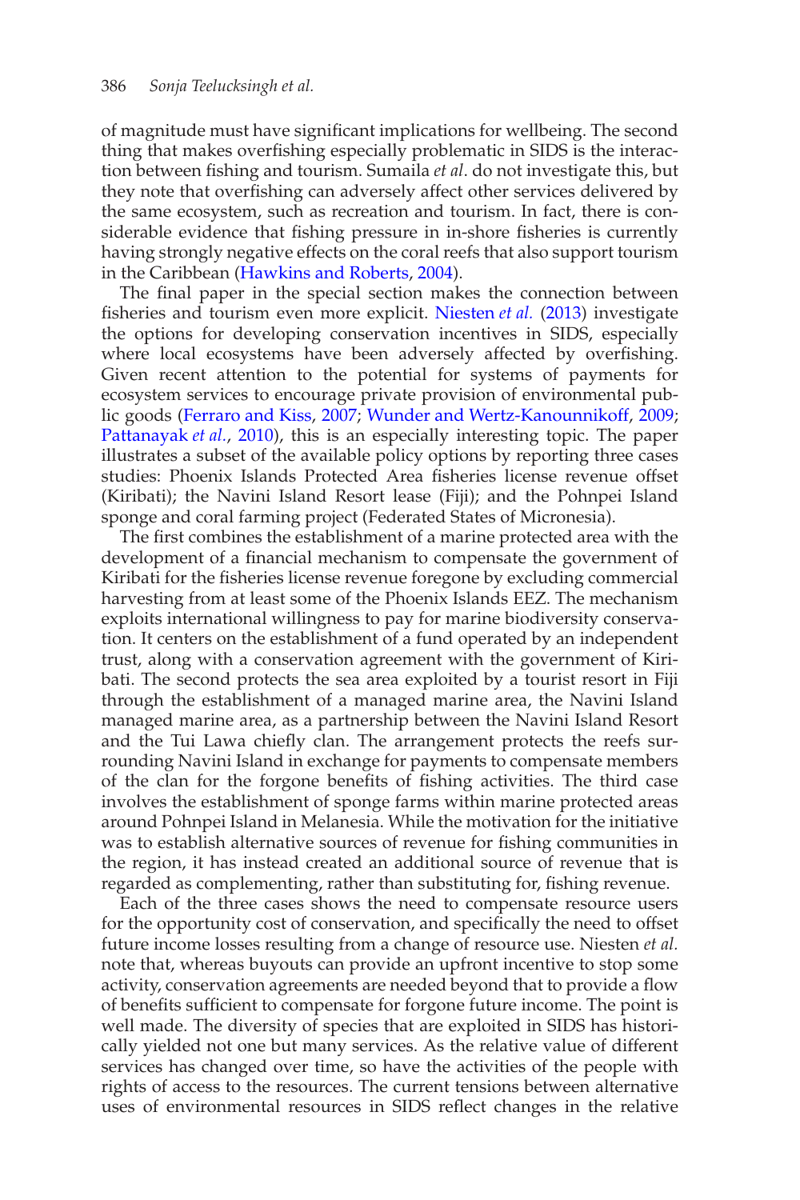of magnitude must have significant implications for wellbeing. The second thing that makes overfishing especially problematic in SIDS is the interaction between fishing and tourism. Sumaila *et al*. do not investigate this, but they note that overfishing can adversely affect other services delivered by the same ecosystem, such as recreation and tourism. In fact, there is considerable evidence that fishing pressure in in-shore fisheries is currently having strongly negative effects on the coral reefs that also support tourism in the Caribbean (Hawkins and Roberts, 2004).

The final paper in the special section makes the connection between fisheries and tourism even more explicit. Niesten *et al.* (2013) investigate the options for developing conservation incentives in SIDS, especially where local ecosystems have been adversely affected by overfishing. Given recent attention to the potential for systems of payments for ecosystem services to encourage private provision of environmental public goods (Ferraro and Kiss, 2007; Wunder and Wertz-Kanounnikoff, 2009; Pattanayak *et al.*, 2010), this is an especially interesting topic. The paper illustrates a subset of the available policy options by reporting three cases studies: Phoenix Islands Protected Area fisheries license revenue offset (Kiribati); the Navini Island Resort lease (Fiji); and the Pohnpei Island sponge and coral farming project (Federated States of Micronesia).

The first combines the establishment of a marine protected area with the development of a financial mechanism to compensate the government of Kiribati for the fisheries license revenue foregone by excluding commercial harvesting from at least some of the Phoenix Islands EEZ. The mechanism exploits international willingness to pay for marine biodiversity conservation. It centers on the establishment of a fund operated by an independent trust, along with a conservation agreement with the government of Kiribati. The second protects the sea area exploited by a tourist resort in Fiji through the establishment of a managed marine area, the Navini Island managed marine area, as a partnership between the Navini Island Resort and the Tui Lawa chiefly clan. The arrangement protects the reefs surrounding Navini Island in exchange for payments to compensate members of the clan for the forgone benefits of fishing activities. The third case involves the establishment of sponge farms within marine protected areas around Pohnpei Island in Melanesia. While the motivation for the initiative was to establish alternative sources of revenue for fishing communities in the region, it has instead created an additional source of revenue that is regarded as complementing, rather than substituting for, fishing revenue.

Each of the three cases shows the need to compensate resource users for the opportunity cost of conservation, and specifically the need to offset future income losses resulting from a change of resource use. Niesten *et al.* note that, whereas buyouts can provide an upfront incentive to stop some activity, conservation agreements are needed beyond that to provide a flow of benefits sufficient to compensate for forgone future income. The point is well made. The diversity of species that are exploited in SIDS has historically yielded not one but many services. As the relative value of different services has changed over time, so have the activities of the people with rights of access to the resources. The current tensions between alternative uses of environmental resources in SIDS reflect changes in the relative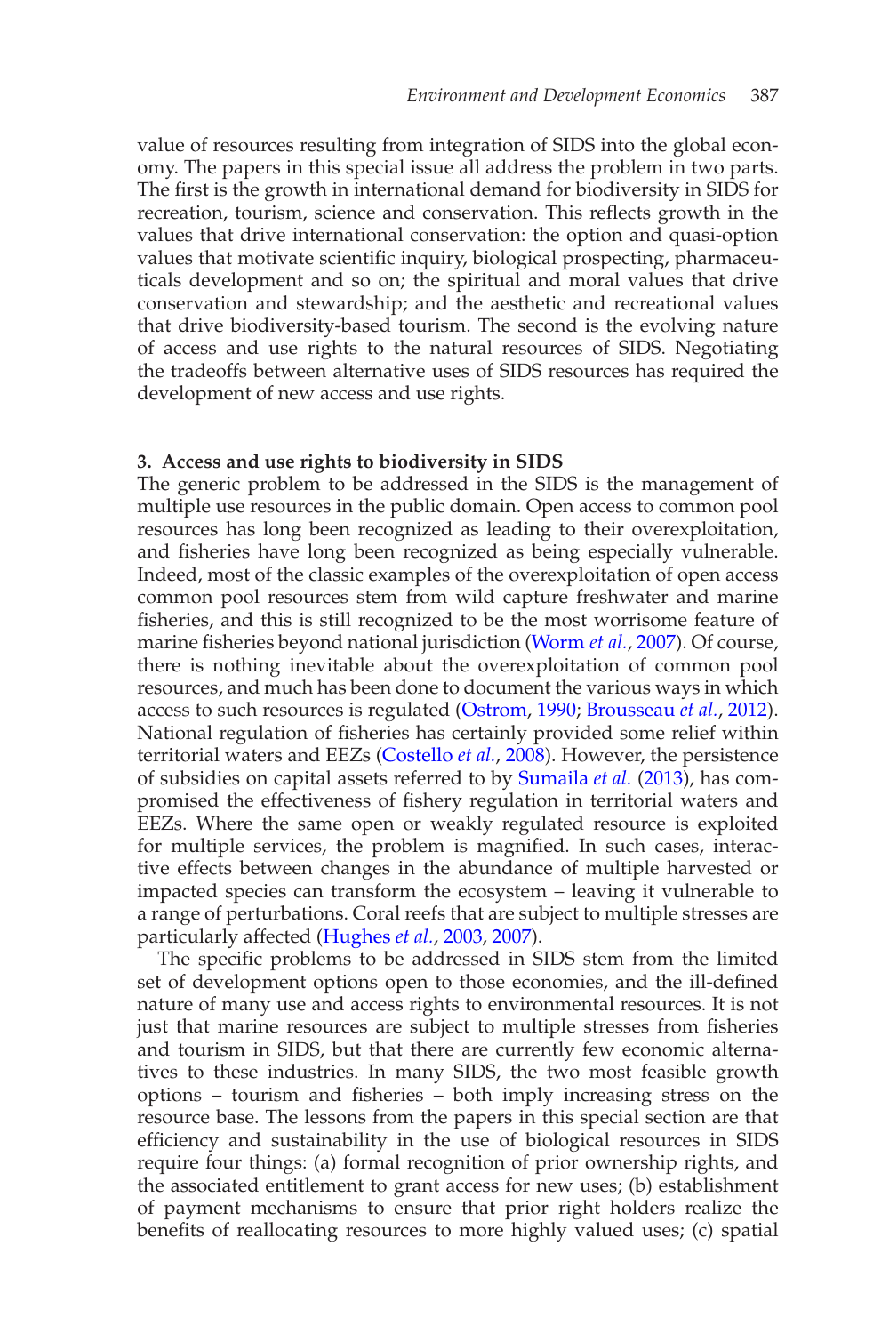value of resources resulting from integration of SIDS into the global economy. The papers in this special issue all address the problem in two parts. The first is the growth in international demand for biodiversity in SIDS for recreation, tourism, science and conservation. This reflects growth in the values that drive international conservation: the option and quasi-option values that motivate scientific inquiry, biological prospecting, pharmaceuticals development and so on; the spiritual and moral values that drive conservation and stewardship; and the aesthetic and recreational values that drive biodiversity-based tourism. The second is the evolving nature of access and use rights to the natural resources of SIDS. Negotiating the tradeoffs between alternative uses of SIDS resources has required the development of new access and use rights.

## 3. Access and use rights to biodiversity in SIDS

The generic problem to be addressed in the SIDS is the management of multiple use resources in the public domain. Open access to common pool resources has long been recognized as leading to their overexploitation, and fisheries have long been recognized as being especially vulnerable. Indeed, most of the classic examples of the overexploitation of open access common pool resources stem from wild capture freshwater and marine fisheries, and this is still recognized to be the most worrisome feature of marine fisheries beyond national jurisdiction (Worm *et al.*, 2007). Of course, there is nothing inevitable about the overexploitation of common pool resources, and much has been done to document the various ways in which access to such resources is regulated (Ostrom, 1990; Brousseau *et al.*, 2012). National regulation of fisheries has certainly provided some relief within territorial waters and EEZs (Costello *et al.*, 2008). However, the persistence of subsidies on capital assets referred to by Sumaila *et al.* (2013), has compromised the effectiveness of fishery regulation in territorial waters and EEZs. Where the same open or weakly regulated resource is exploited for multiple services, the problem is magnified. In such cases, interactive effects between changes in the abundance of multiple harvested or impacted species can transform the ecosystem – leaving it vulnerable to a range of perturbations. Coral reefs that are subject to multiple stresses are particularly affected (Hughes *et al.*, 2003, 2007).

The specific problems to be addressed in SIDS stem from the limited set of development options open to those economies, and the ill-defined nature of many use and access rights to environmental resources. It is not just that marine resources are subject to multiple stresses from fisheries and tourism in SIDS, but that there are currently few economic alternatives to these industries. In many SIDS, the two most feasible growth options – tourism and fisheries – both imply increasing stress on the resource base. The lessons from the papers in this special section are that efficiency and sustainability in the use of biological resources in SIDS require four things: (a) formal recognition of prior ownership rights, and the associated entitlement to grant access for new uses; (b) establishment of payment mechanisms to ensure that prior right holders realize the benefits of reallocating resources to more highly valued uses; (c) spatial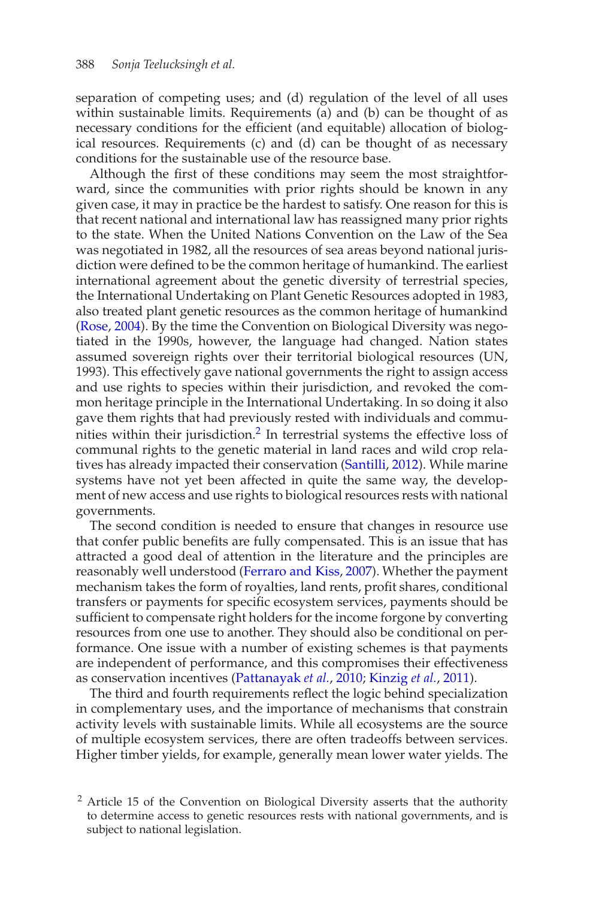separation of competing uses; and (d) regulation of the level of all uses within sustainable limits. Requirements (a) and (b) can be thought of as necessary conditions for the efficient (and equitable) allocation of biological resources. Requirements (c) and (d) can be thought of as necessary conditions for the sustainable use of the resource base.

Although the first of these conditions may seem the most straightforward, since the communities with prior rights should be known in any given case, it may in practice be the hardest to satisfy. One reason for this is that recent national and international law has reassigned many prior rights to the state. When the United Nations Convention on the Law of the Sea was negotiated in 1982, all the resources of sea areas beyond national jurisdiction were defined to be the common heritage of humankind. The earliest international agreement about the genetic diversity of terrestrial species, the International Undertaking on Plant Genetic Resources adopted in 1983, also treated plant genetic resources as the common heritage of humankind (Rose, 2004). By the time the Convention on Biological Diversity was negotiated in the 1990s, however, the language had changed. Nation states assumed sovereign rights over their territorial biological resources (UN, 1993). This effectively gave national governments the right to assign access and use rights to species within their jurisdiction, and revoked the common heritage principle in the International Undertaking. In so doing it also gave them rights that had previously rested with individuals and communities within their jurisdiction.[2] In terrestrial systems the effective loss of communal rights to the genetic material in land races and wild crop relatives has already impacted their conservation (Santilli, 2012). While marine systems have not yet been affected in quite the same way, the development of new access and use rights to biological resources rests with national governments.

The second condition is needed to ensure that changes in resource use that confer public benefits are fully compensated. This is an issue that has attracted a good deal of attention in the literature and the principles are reasonably well understood (Ferraro and Kiss, 2007). Whether the payment mechanism takes the form of royalties, land rents, profit shares, conditional transfers or payments for specific ecosystem services, payments should be sufficient to compensate right holders for the income forgone by converting resources from one use to another. They should also be conditional on performance. One issue with a number of existing schemes is that payments are independent of performance, and this compromises their effectiveness as conservation incentives (Pattanayak *et al.*, 2010; Kinzig *et al.*, 2011).

The third and fourth requirements reflect the logic behind specialization in complementary uses, and the importance of mechanisms that constrain activity levels with sustainable limits. While all ecosystems are the source of multiple ecosystem services, there are often tradeoffs between services. Higher timber yields, for example, generally mean lower water yields. The

[2] Article 15 of the Convention on Biological Diversity asserts that the authority to determine access to genetic resources rests with national governments, and is subject to national legislation.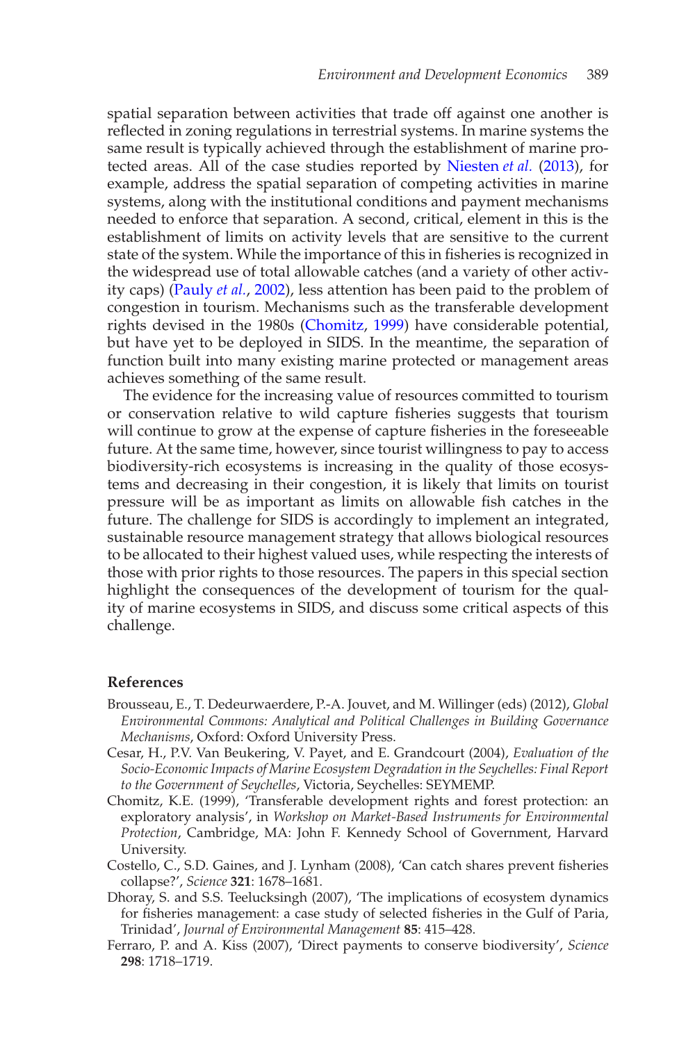spatial separation between activities that trade off against one another is reflected in zoning regulations in terrestrial systems. In marine systems the same result is typically achieved through the establishment of marine protected areas. All of the case studies reported by Niesten *et al.* (2013), for example, address the spatial separation of competing activities in marine systems, along with the institutional conditions and payment mechanisms needed to enforce that separation. A second, critical, element in this is the establishment of limits on activity levels that are sensitive to the current state of the system. While the importance of this in fisheries is recognized in the widespread use of total allowable catches (and a variety of other activity caps) (Pauly *et al.*, 2002), less attention has been paid to the problem of congestion in tourism. Mechanisms such as the transferable development rights devised in the 1980s (Chomitz, 1999) have considerable potential, but have yet to be deployed in SIDS. In the meantime, the separation of function built into many existing marine protected or management areas achieves something of the same result.

The evidence for the increasing value of resources committed to tourism or conservation relative to wild capture fisheries suggests that tourism will continue to grow at the expense of capture fisheries in the foreseeable future. At the same time, however, since tourist willingness to pay to access biodiversity-rich ecosystems is increasing in the quality of those ecosystems and decreasing in their congestion, it is likely that limits on tourist pressure will be as important as limits on allowable fish catches in the future. The challenge for SIDS is accordingly to implement an integrated, sustainable resource management strategy that allows biological resources to be allocated to their highest valued uses, while respecting the interests of those with prior rights to those resources. The papers in this special section highlight the consequences of the development of tourism for the quality of marine ecosystems in SIDS, and discuss some critical aspects of this challenge.

## References

Brousseau, E., T. Dedeurwaerdere, P.-A. Jouvet, and M. Willinger (eds) (2012), *Global Environmental Commons: Analytical and Political Challenges in Building Governance Mechanisms*, Oxford: Oxford University Press.

Cesar, H., P.V. Van Beukering, V. Payet, and E. Grandcourt (2004), *Evaluation of the Socio-Economic Impacts of Marine Ecosystem Degradation in the Seychelles: Final Report to the Government of Seychelles*, Victoria, Seychelles: SEYMEMP.

Chomitz, K.E. (1999), 'Transferable development rights and forest protection: an exploratory analysis', in *Workshop on Market-Based Instruments for Environmental Protection*, Cambridge, MA: John F. Kennedy School of Government, Harvard University.

Costello, C., S.D. Gaines, and J. Lynham (2008), 'Can catch shares prevent fisheries collapse?', *Science* **321**: 1678–1681.

Dhoray, S. and S.S. Teelucksingh (2007), 'The implications of ecosystem dynamics for fisheries management: a case study of selected fisheries in the Gulf of Paria, Trinidad', *Journal of Environmental Management* **85**: 415–428.

Ferraro, P. and A. Kiss (2007), 'Direct payments to conserve biodiversity', *Science* **298**: 1718–1719.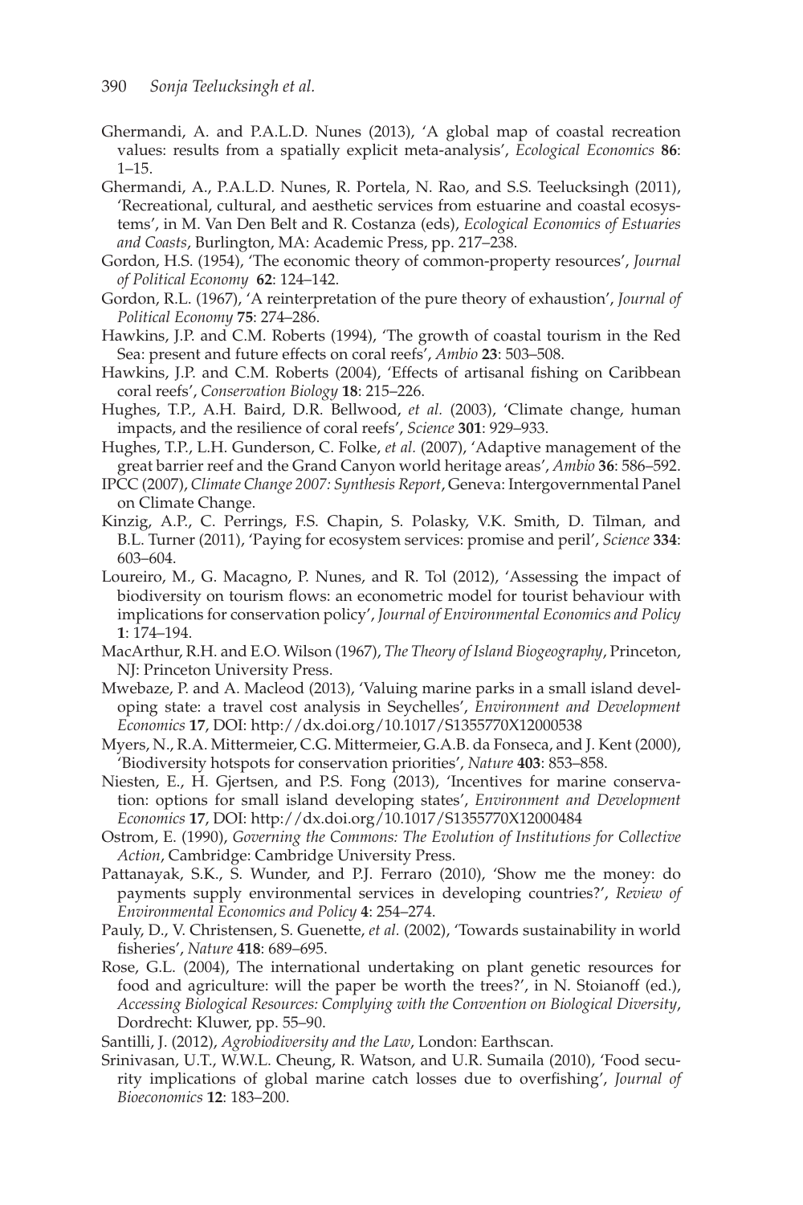Ghermandi, A. and P.A.L.D. Nunes (2013), 'A global map of coastal recreation values: results from a spatially explicit meta-analysis', *Ecological Economics* **86**: 1–15.

Ghermandi, A., P.A.L.D. Nunes, R. Portela, N. Rao, and S.S. Teelucksingh (2011), 'Recreational, cultural, and aesthetic services from estuarine and coastal ecosystems', in M. Van Den Belt and R. Costanza (eds), *Ecological Economics of Estuaries and Coasts*, Burlington, MA: Academic Press, pp. 217–238.

Gordon, H.S. (1954), 'The economic theory of common-property resources', *Journal of Political Economy* **62**: 124–142.

Gordon, R.L. (1967), 'A reinterpretation of the pure theory of exhaustion', *Journal of Political Economy* **75**: 274–286.

Hawkins, J.P. and C.M. Roberts (1994), 'The growth of coastal tourism in the Red Sea: present and future effects on coral reefs', *Ambio* **23**: 503–508.

Hawkins, J.P. and C.M. Roberts (2004), 'Effects of artisanal fishing on Caribbean coral reefs', *Conservation Biology* **18**: 215–226.

Hughes, T.P., A.H. Baird, D.R. Bellwood, *et al.* (2003), 'Climate change, human impacts, and the resilience of coral reefs', *Science* **301**: 929–933.

Hughes, T.P., L.H. Gunderson, C. Folke, *et al.* (2007), 'Adaptive management of the great barrier reef and the Grand Canyon world heritage areas', *Ambio* **36**: 586–592.

IPCC (2007), *Climate Change 2007: Synthesis Report*, Geneva: Intergovernmental Panel on Climate Change.

Kinzig, A.P., C. Perrings, F.S. Chapin, S. Polasky, V.K. Smith, D. Tilman, and B.L. Turner (2011), 'Paying for ecosystem services: promise and peril', *Science* **334**: 603–604.

Loureiro, M., G. Macagno, P. Nunes, and R. Tol (2012), 'Assessing the impact of biodiversity on tourism flows: an econometric model for tourist behaviour with implications for conservation policy', *Journal of Environmental Economics and Policy* **1**: 174–194.

MacArthur, R.H. and E.O. Wilson (1967), *The Theory of Island Biogeography*, Princeton, NJ: Princeton University Press.

Mwebaze, P. and A. Macleod (2013), 'Valuing marine parks in a small island developing state: a travel cost analysis in Seychelles', *Environment and Development Economics* **17**, DOI: http://dx.doi.org/10.1017/S1355770X12000538

Myers, N., R.A. Mittermeier, C.G. Mittermeier, G.A.B. da Fonseca, and J. Kent (2000), 'Biodiversity hotspots for conservation priorities', *Nature* **403**: 853–858.

Niesten, E., H. Gjertsen, and P.S. Fong (2013), 'Incentives for marine conservation: options for small island developing states', *Environment and Development Economics* **17**, DOI: http://dx.doi.org/10.1017/S1355770X12000484

Ostrom, E. (1990), *Governing the Commons: The Evolution of Institutions for Collective Action*, Cambridge: Cambridge University Press.

Pattanayak, S.K., S. Wunder, and P.J. Ferraro (2010), 'Show me the money: do payments supply environmental services in developing countries?', *Review of Environmental Economics and Policy* **4**: 254–274.

Pauly, D., V. Christensen, S. Guenette, *et al.* (2002), 'Towards sustainability in world fisheries', *Nature* **418**: 689–695.

Rose, G.L. (2004), The international undertaking on plant genetic resources for food and agriculture: will the paper be worth the trees?', in N. Stoianoff (ed.), *Accessing Biological Resources: Complying with the Convention on Biological Diversity*, Dordrecht: Kluwer, pp. 55–90.

Santilli, J. (2012), *Agrobiodiversity and the Law*, London: Earthscan.

Srinivasan, U.T., W.W.L. Cheung, R. Watson, and U.R. Sumaila (2010), 'Food security implications of global marine catch losses due to overfishing', *Journal of Bioeconomics* **12**: 183–200.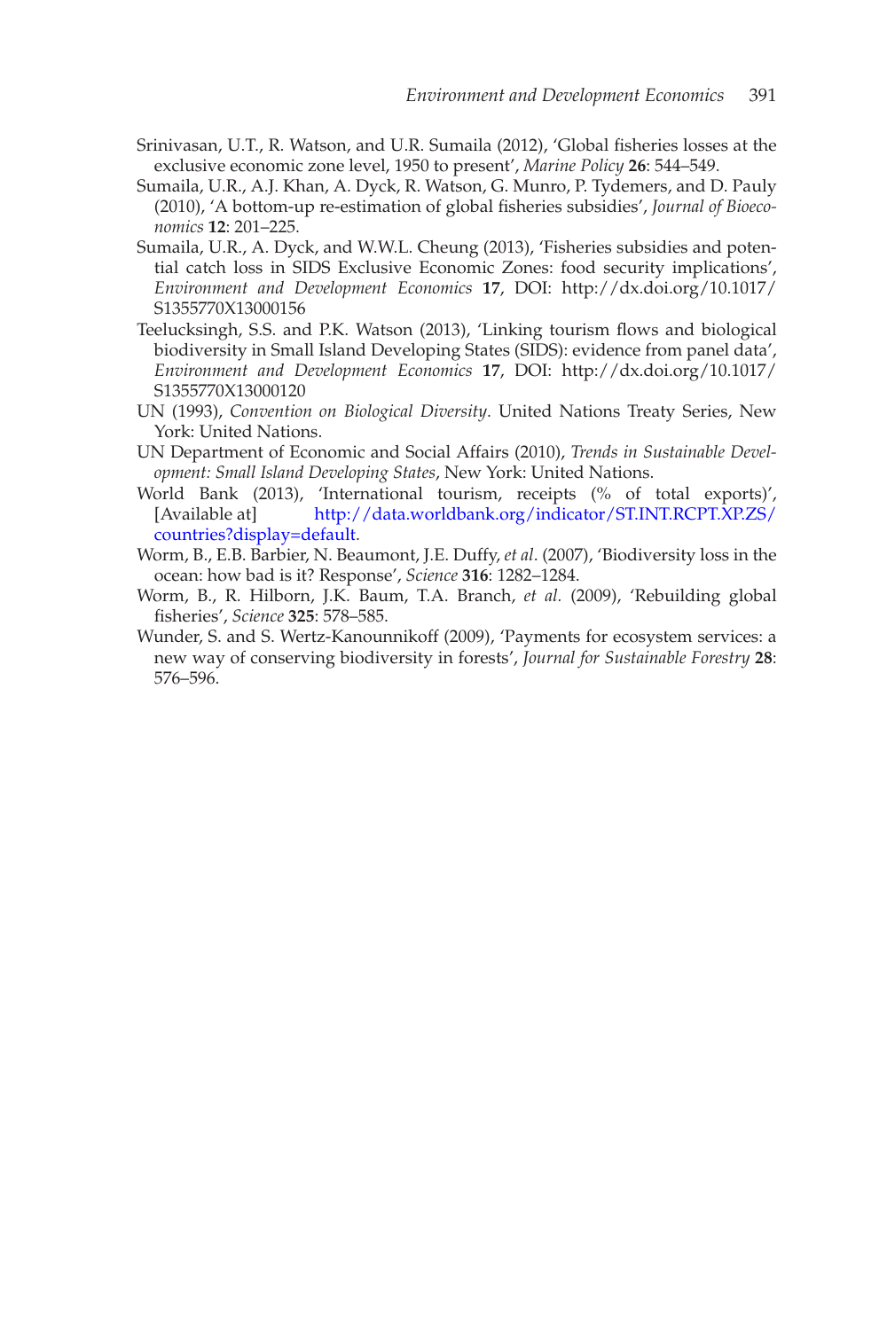Srinivasan, U.T., R. Watson, and U.R. Sumaila (2012), 'Global fisheries losses at the exclusive economic zone level, 1950 to present', *Marine Policy* **26**: 544–549.

Sumaila, U.R., A.J. Khan, A. Dyck, R. Watson, G. Munro, P. Tydemers, and D. Pauly (2010), 'A bottom-up re-estimation of global fisheries subsidies', *Journal of Bioeconomics* **12**: 201–225.

Sumaila, U.R., A. Dyck, and W.W.L. Cheung (2013), 'Fisheries subsidies and potential catch loss in SIDS Exclusive Economic Zones: food security implications', *Environment and Development Economics* **17**, DOI: http://dx.doi.org/10.1017/S1355770X13000156

Teelucksingh, S.S. and P.K. Watson (2013), 'Linking tourism flows and biological biodiversity in Small Island Developing States (SIDS): evidence from panel data', *Environment and Development Economics* **17**, DOI: http://dx.doi.org/10.1017/S1355770X13000120

UN (1993), *Convention on Biological Diversity*. United Nations Treaty Series, New York: United Nations.

UN Department of Economic and Social Affairs (2010), *Trends in Sustainable Development: Small Island Developing States*, New York: United Nations.

World Bank (2013), 'International tourism, receipts (% of total exports)', [Available at] http://data.worldbank.org/indicator/ST.INT.RCPT.XP.ZS/countries?display=default.

Worm, B., E.B. Barbier, N. Beaumont, J.E. Duffy, *et al*. (2007), 'Biodiversity loss in the ocean: how bad is it? Response', *Science* **316**: 1282–1284.

Worm, B., R. Hilborn, J.K. Baum, T.A. Branch, *et al.* (2009), 'Rebuilding global fisheries', *Science* **325**: 578–585.

Wunder, S. and S. Wertz-Kanounnikoff (2009), 'Payments for ecosystem services: a new way of conserving biodiversity in forests', *Journal for Sustainable Forestry* **28**: 576–596.